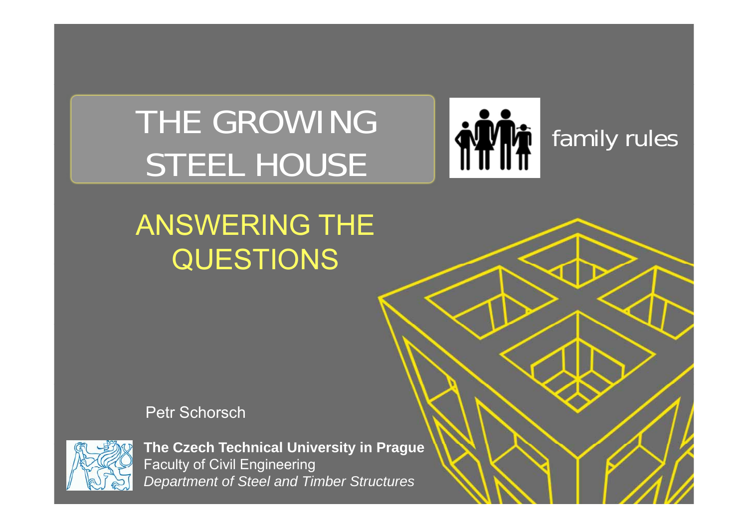# THE GROWING STEEL HOUSE

family rules

## ANSWERING THE QUESTIONS

Petr Schorsch

**The Czech Technical University in Prague**
Faculty of Civil Engineering
*Department of Steel and Timber Structures*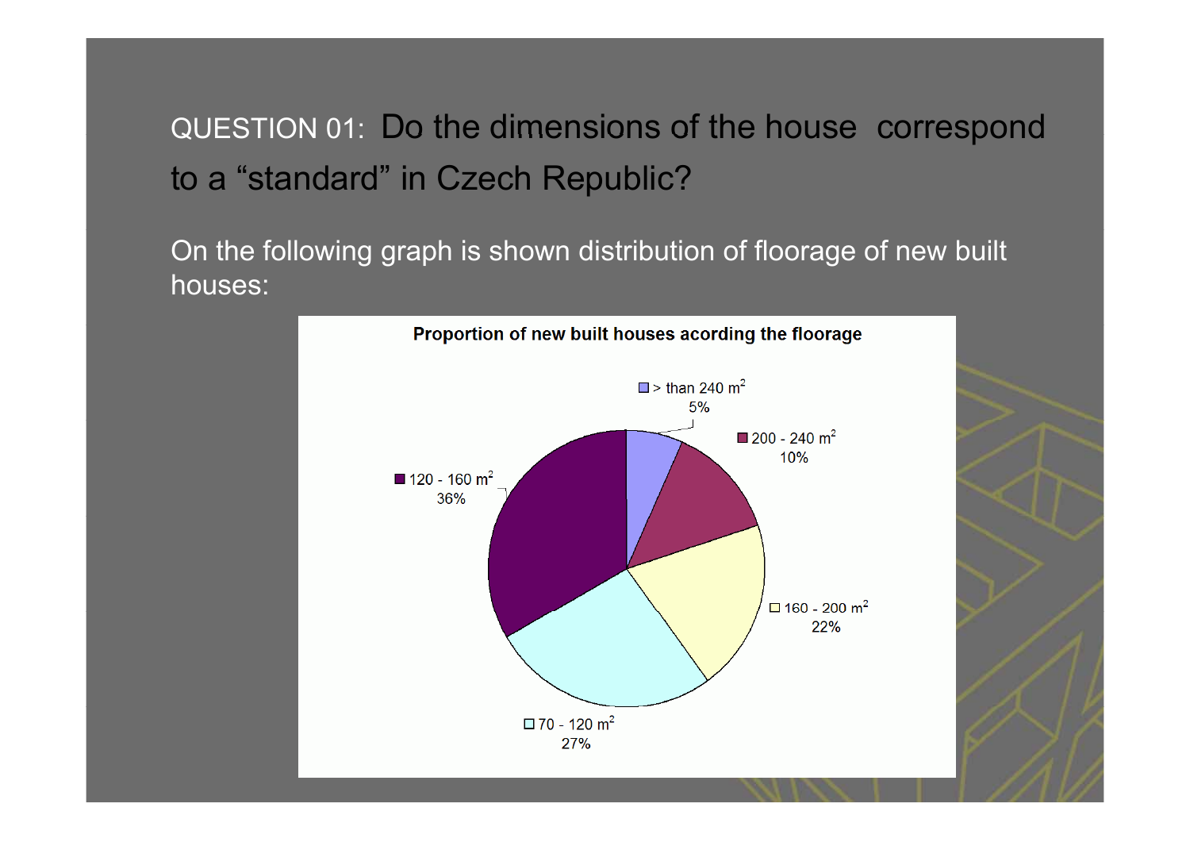QUESTION 01: Do the dimensions of the house correspond to a “standard” in Czech Republic?

On the following graph is shown distribution of floorage of new built houses:

**Proportion of new built houses acording the floorage**

| Floorage | Proportion |
| --- | --- |
| > than 240 $m^2$ | 5% |
| 200 - 240 $m^2$ | 10% |
| 160 - 200 $m^2$ | 22% |
| 70 - 120 $m^2$ | 27% |
| 120 - 160 $m^2$ | 36% |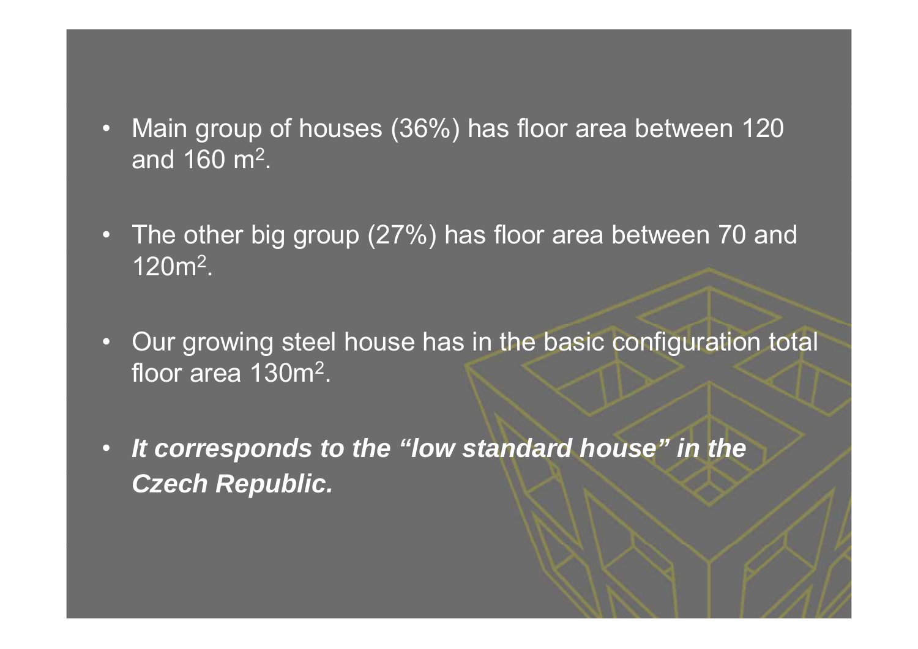- Main group of houses (36%) has floor area between 120 and 160 $m^2$.
- The other big group (27%) has floor area between 70 and 120$m^2$.
- Our growing steel house has in the basic configuration total floor area 130$m^2$.
- ***It corresponds to the "low standard house" in the Czech Republic.***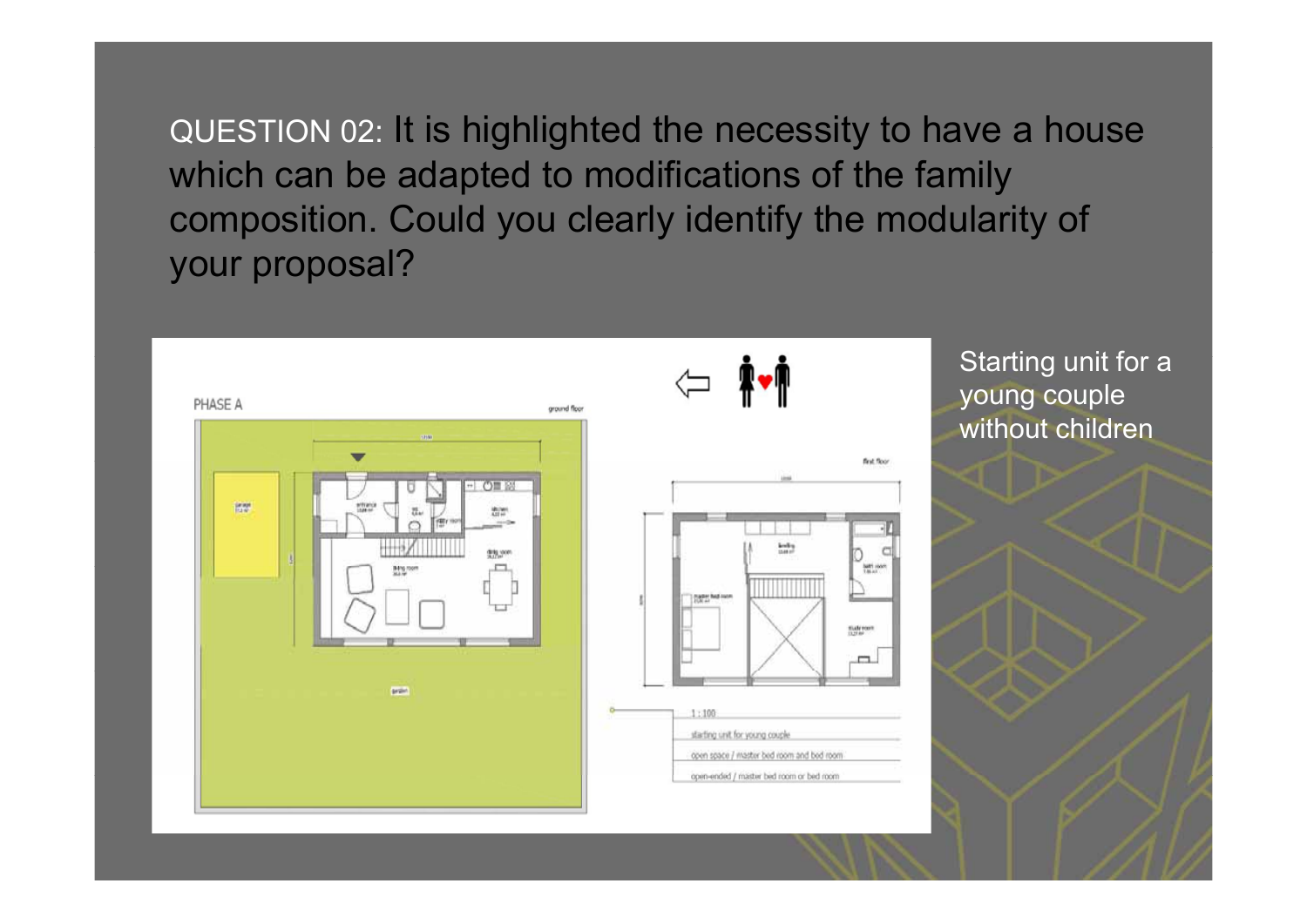QUESTION 02: It is highlighted the necessity to have a house which can be adapted to modifications of the family composition. Could you clearly identify the modularity of your proposal?

PHASE A

ground floor

first floor

1 : 100

starting unit for young couple

open space / master bed room and bed room

open-ended / master bed room or bed room

Starting unit for a young couple without children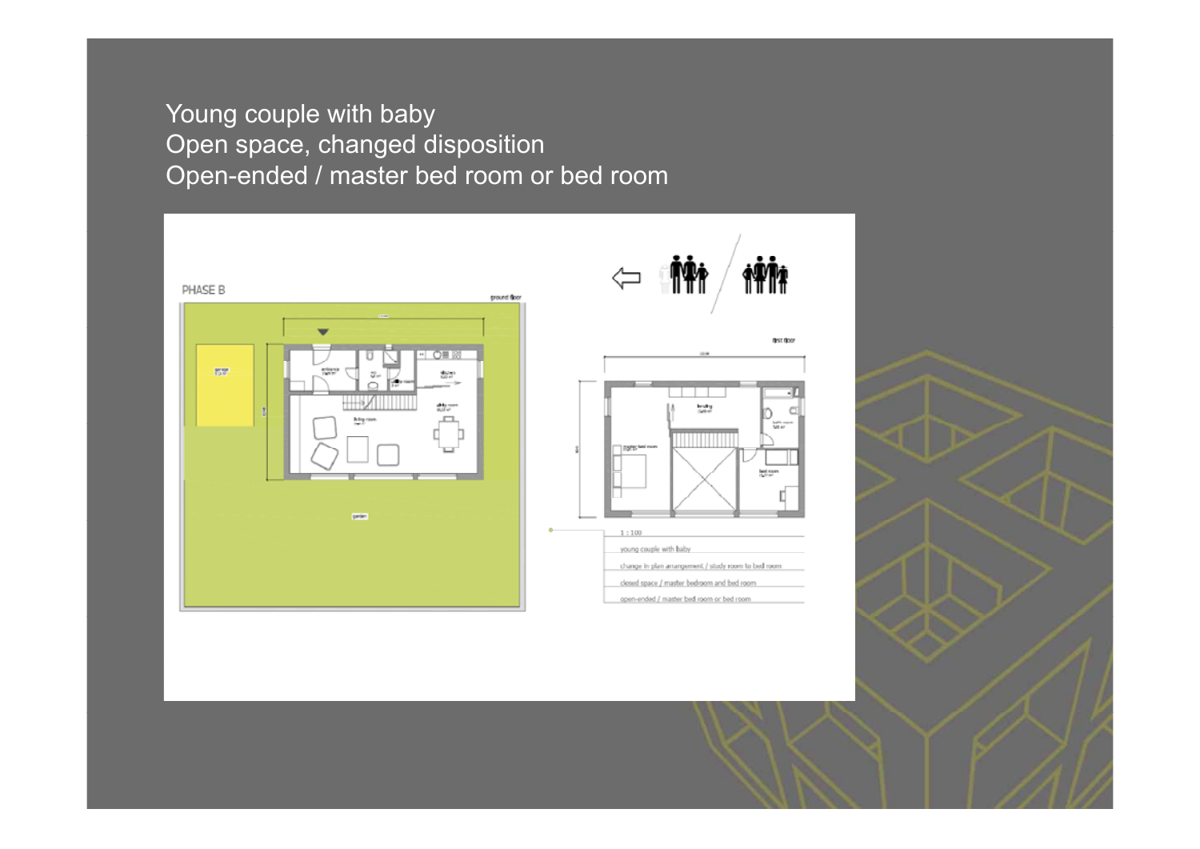Young couple with baby
Open space, changed disposition
Open-ended / master bed room or bed room

PHASE B

ground floor

first floor

1 : 100

young couple with baby

change in plan arrangement / study room to bed room

closed space / master bedroom and bed room

open-ended / master bed room or bed room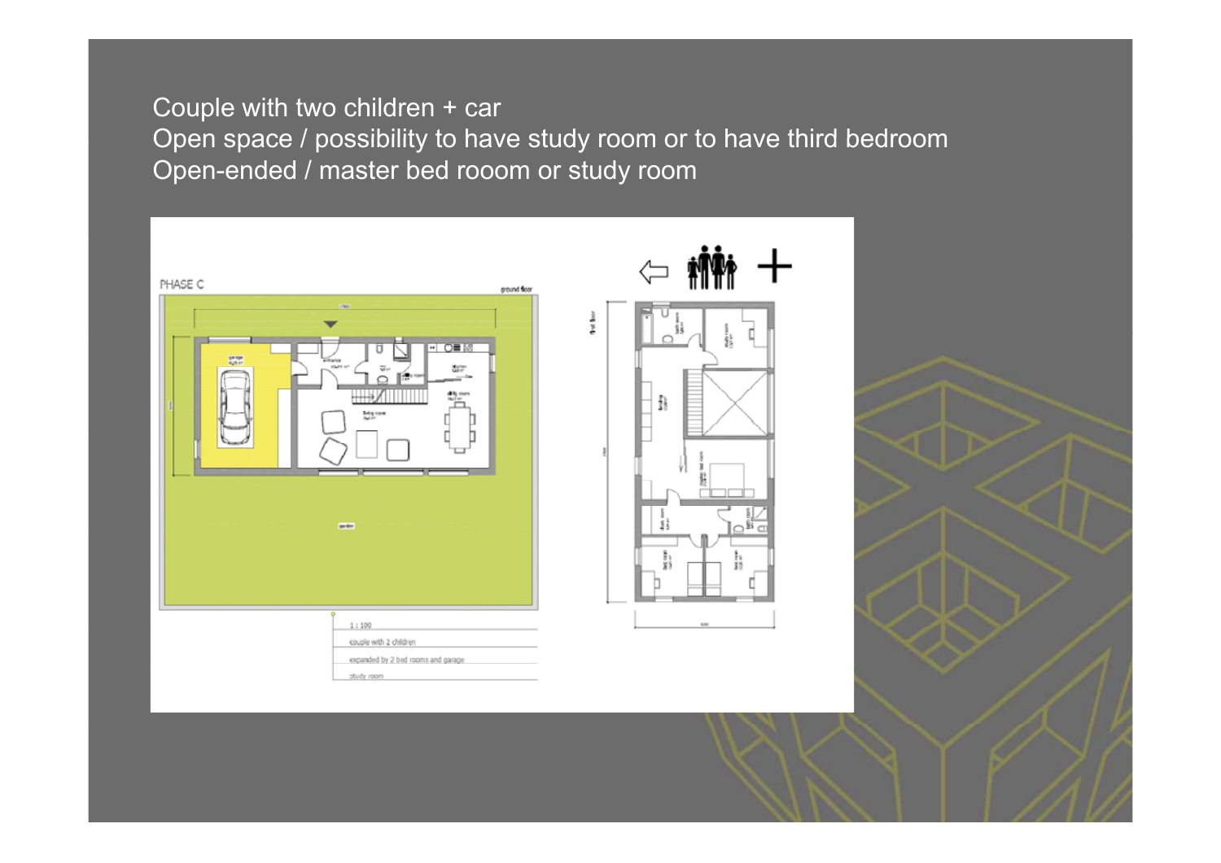Couple with two children + car
Open space / possibility to have study room or to have third bedroom
Open-ended / master bed rooom or study room

PHASE C

1 : 100

couple with 2 children

expanded by 2 bed rooms and garage

study room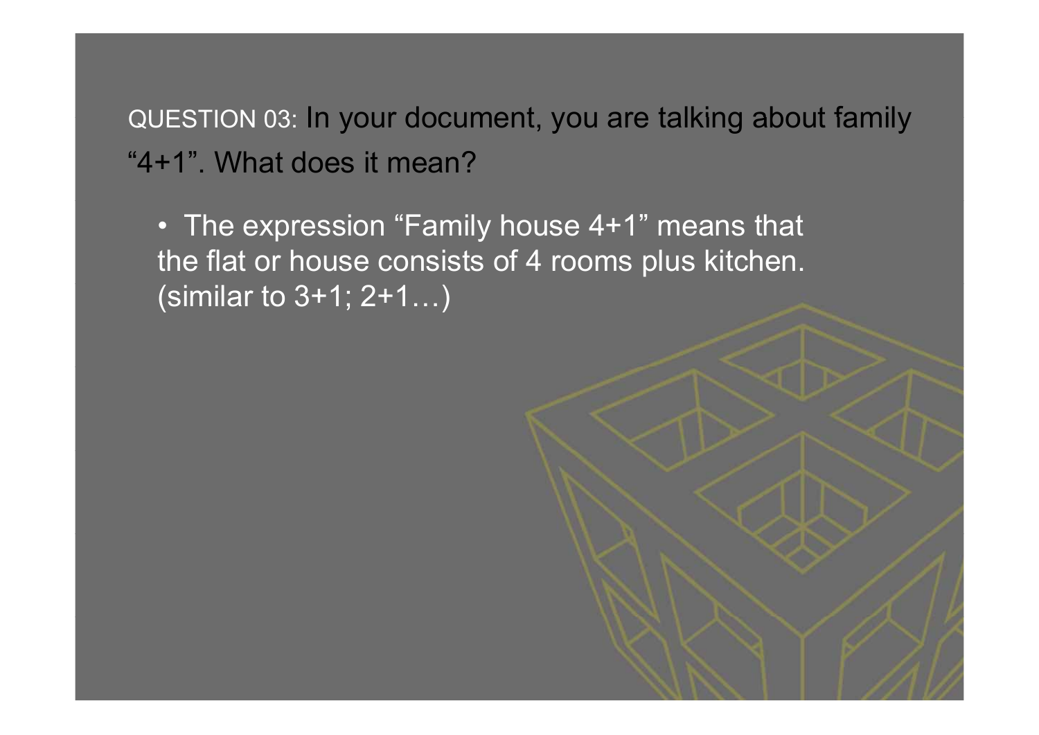QUESTION 03: In your document, you are talking about family "4+1". What does it mean?

- The expression "Family house 4+1" means that the flat or house consists of 4 rooms plus kitchen. (similar to 3+1; 2+1…)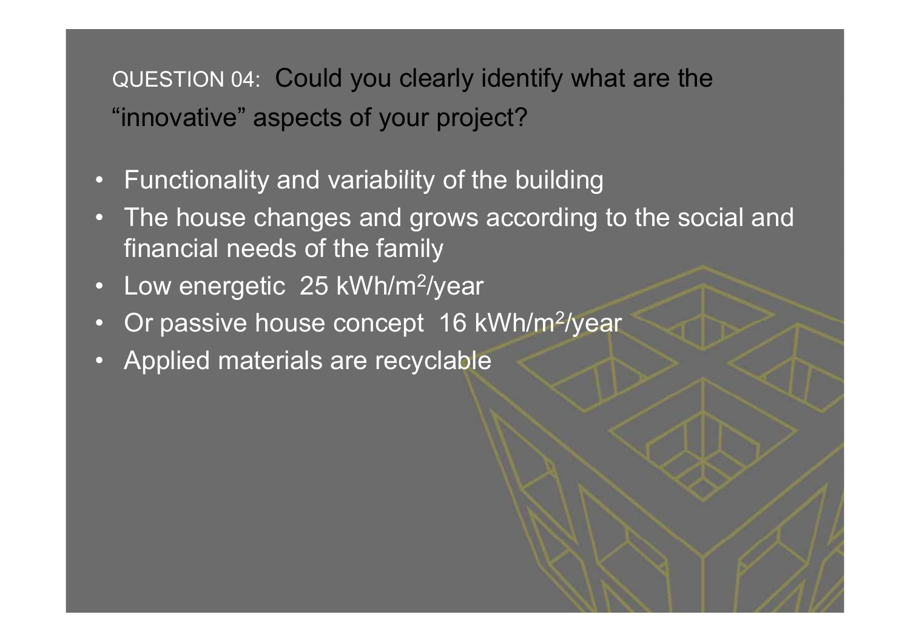QUESTION 04: Could you clearly identify what are the "innovative" aspects of your project?

- Functionality and variability of the building
- The house changes and grows according to the social and financial needs of the family
- Low energetic 25 $kWh/m^2/year$
- Or passive house concept 16 $kWh/m^2/year$
- Applied materials are recyclable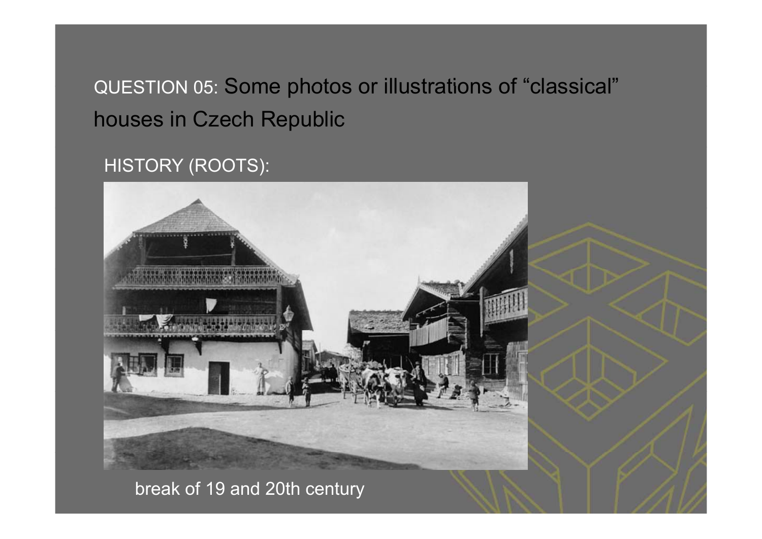QUESTION 05: Some photos or illustrations of "classical" houses in Czech Republic

HISTORY (ROOTS):

break of 19 and 20th century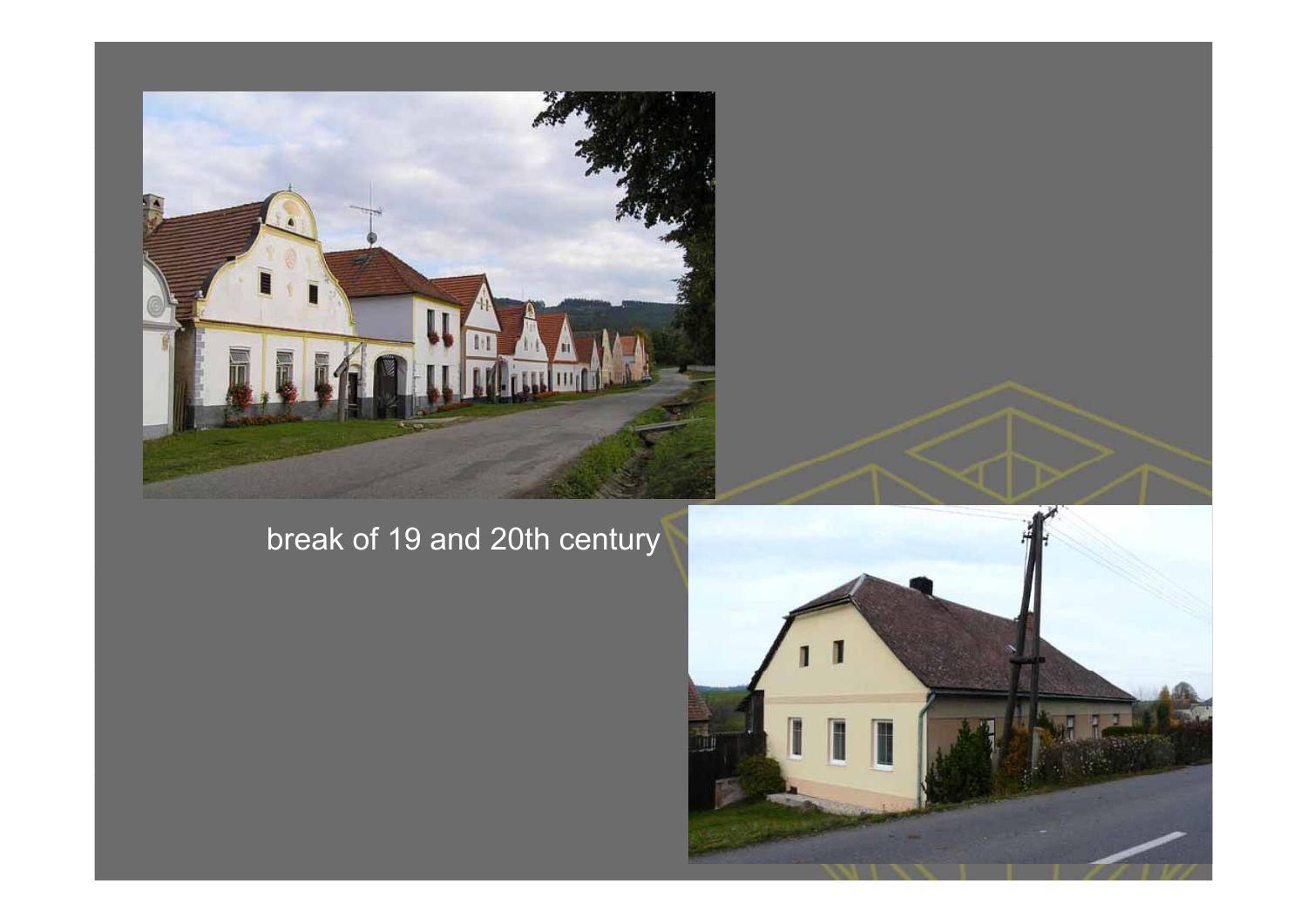break of 19 and 20th century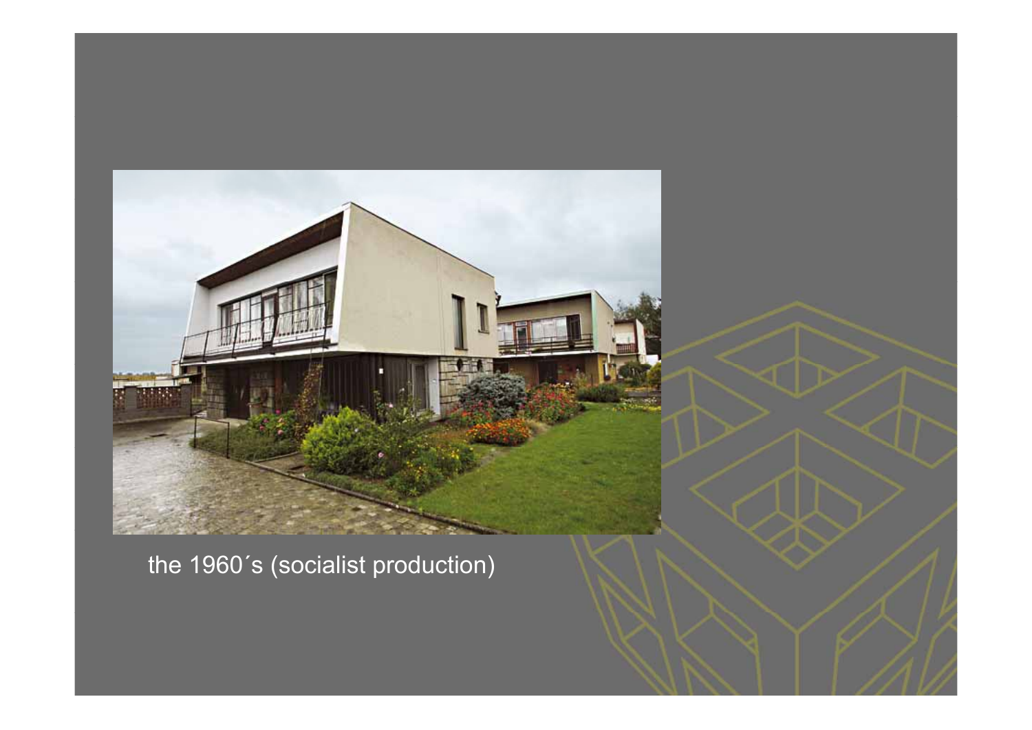the 1960´s (socialist production)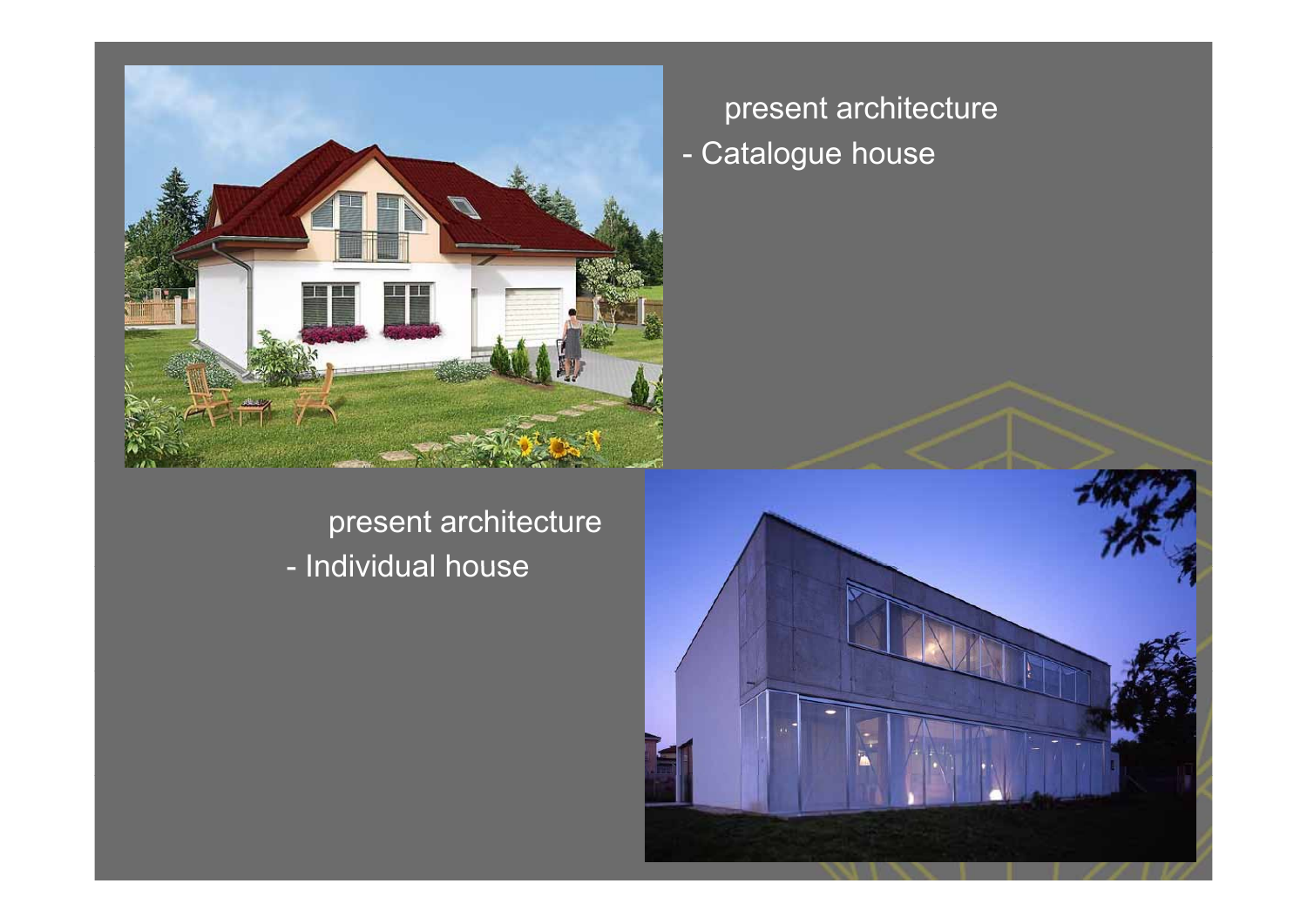present architecture
- Catalogue house

present architecture
- Individual house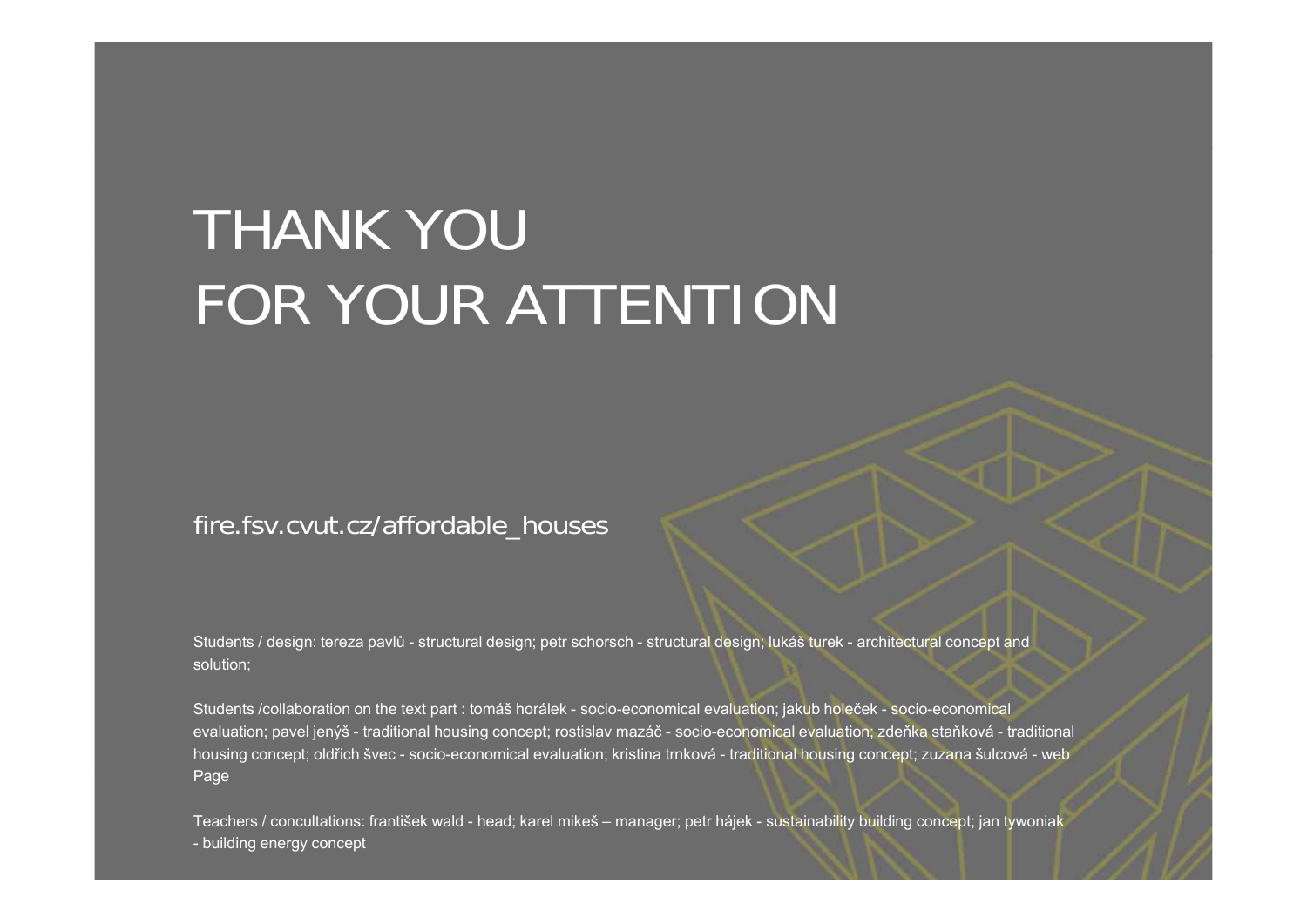# THANK YOU FOR YOUR ATTENTION

fire.fsv.cvut.cz/affordable_houses

Students / design: tereza pavlů - structural design; petr schorsch - structural design; lukáš turek - architectural concept and solution;

Students /collaboration on the text part : tomáš horálek - socio-economical evaluation; jakub holeček - socio-economical evaluation; pavel jenýš - traditional housing concept; rostislav mazáč - socio-economical evaluation; zdeňka staňková - traditional housing concept; oldřich švec - socio-economical evaluation; kristina trnková - traditional housing concept; zuzana šulcová - web Page

Teachers / concultations: františek wald - head; karel mikeš – manager; petr hájek - sustainability building concept; jan tywoniak - building energy concept